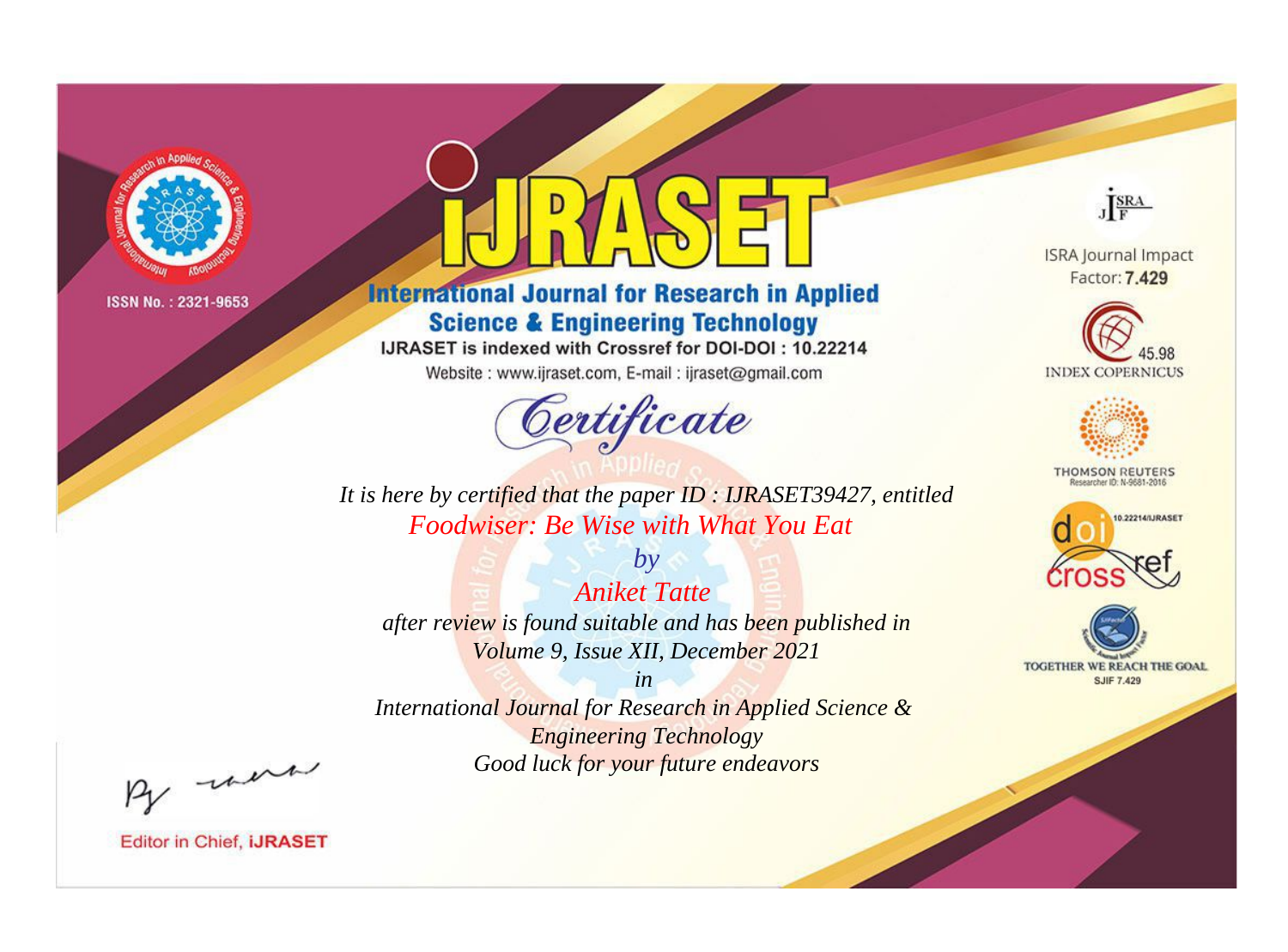ISSN No. : 2321-9653

# IJRASET

## International Journal for Research in Applied Science & Engineering Technology

IJRASET is indexed with Crossref for DOI-DOI : 10.22214

Website : www.ijraset.com, E-mail : ijraset@gmail.com

ISRA Journal Impact Factor: **7.429**

45.98 INDEX COPERNICUS

THOMSON REUTERS Researcher ID: N-9681-2016

10.22214/IJRASET

TOGETHER WE REACH THE GOAL SJIF 7.429

# *Certificate*

*It is here by certified that the paper ID : IJRASET39427, entitled*

*Foodwiser: Be Wise with What You Eat*

*by*

*Aniket Tatte*

*after review is found suitable and has been published in*

*Volume 9, Issue XII, December 2021*

*in*

*International Journal for Research in Applied Science & Engineering Technology*

*Good luck for your future endeavors*

Editor in Chief, **iJRASET**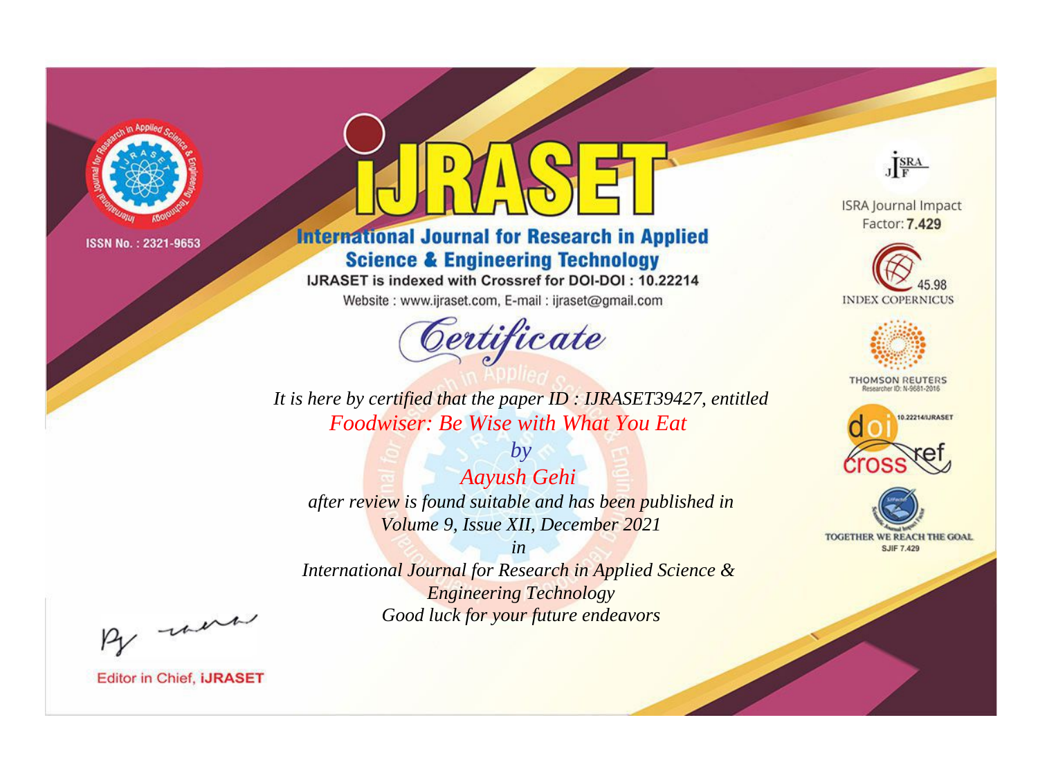ISSN No. : 2321-9653

# iJRASET

## International Journal for Research in Applied Science & Engineering Technology

IJRASET is indexed with Crossref for DOI-DOI : 10.22214

Website : www.ijraset.com, E-mail : ijraset@gmail.com

ISRA Journal Impact Factor: **7.429**

45.98 INDEX COPERNICUS

THOMSON REUTERS Researcher ID: N-9681-2016

10.22214/IJRASET

TOGETHER WE REACH THE GOAL SJIF 7.429

*Certificate*

*It is here by certified that the paper ID : IJRASET39427, entitled*

*Foodwiser: Be Wise with What You Eat*

*by*

*Aayush Gehi*

*after review is found suitable and has been published in*

*Volume 9, Issue XII, December 2021*

*in*

*International Journal for Research in Applied Science & Engineering Technology*

*Good luck for your future endeavors*

Editor in Chief, **iJRASET**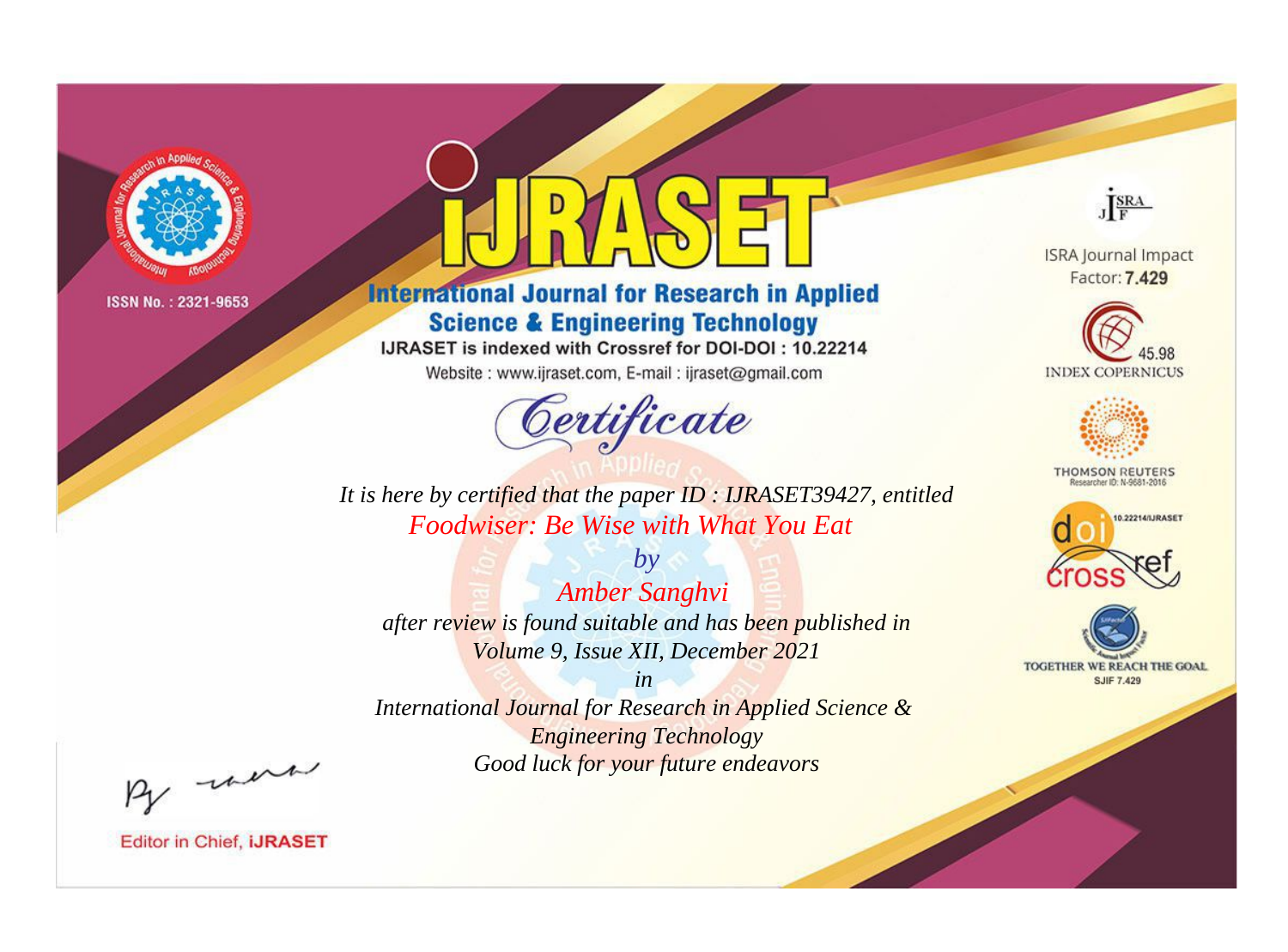ISSN No. : 2321-9653

# IJRASET

## International Journal for Research in Applied Science & Engineering Technology

IJRASET is indexed with Crossref for DOI-DOI : 10.22214

Website : www.ijraset.com, E-mail : ijraset@gmail.com

ISRA Journal Impact Factor: **7.429**

45.98 INDEX COPERNICUS

THOMSON REUTERS Researcher ID: N-9681-2016

10.22214/IJRASET

TOGETHER WE REACH THE GOAL SJIF 7.429

# *Certificate*

*It is here by certified that the paper ID : IJRASET39427, entitled*

*Foodwiser: Be Wise with What You Eat*

*by*

*Amber Sanghvi*

*after review is found suitable and has been published in*

*Volume 9, Issue XII, December 2021*

*in*

*International Journal for Research in Applied Science & Engineering Technology*

*Good luck for your future endeavors*

Editor in Chief, **iJRASET**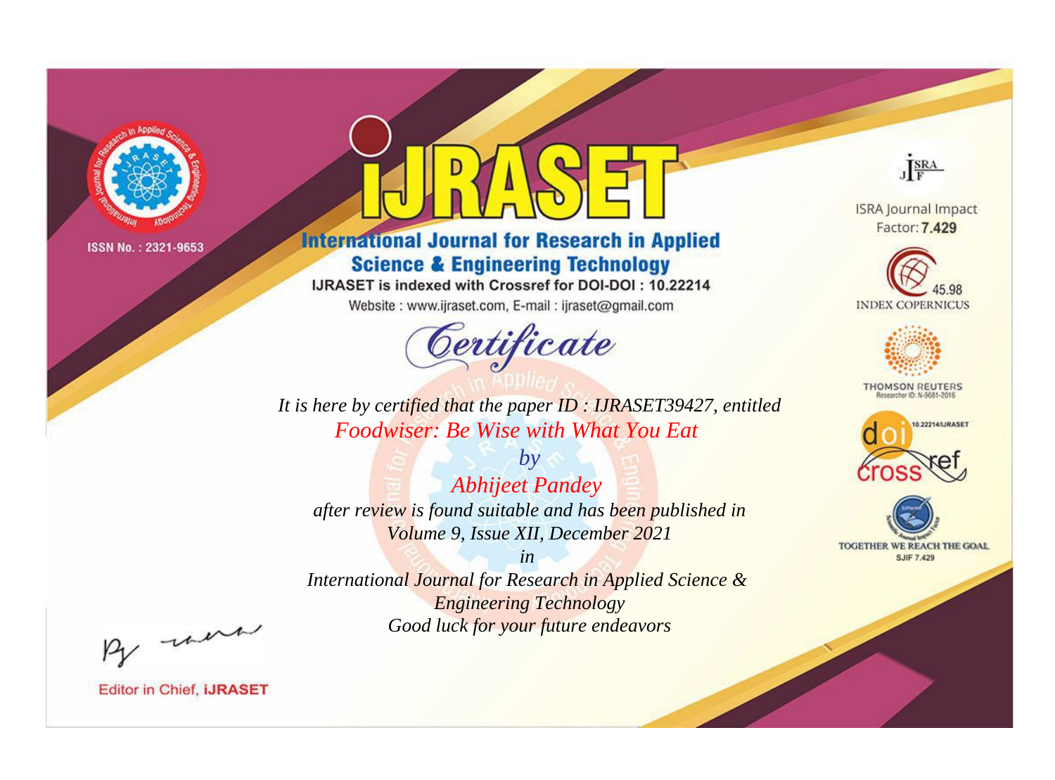ISSN No. : 2321-9653

# iJRASET

## International Journal for Research in Applied Science & Engineering Technology

IJRASET is indexed with Crossref for DOI-DOI : 10.22214

Website : www.ijraset.com, E-mail : ijraset@gmail.com

# Certificate

*It is here by certified that the paper ID : IJRASET39427, entitled*

*Foodwiser: Be Wise with What You Eat*

*by*

*Abhijeet Pandey*

*after review is found suitable and has been published in*

*Volume 9, Issue XII, December 2021*

*in*

*International Journal for Research in Applied Science & Engineering Technology*

*Good luck for your future endeavors*

ISRA Journal Impact Factor: **7.429**

45.98 INDEX COPERNICUS

THOMSON REUTERS Researcher ID: N-9681-2016

10.22214/IJRASET

TOGETHER WE REACH THE GOAL SJIF 7.429

Editor in Chief, **iJRASET**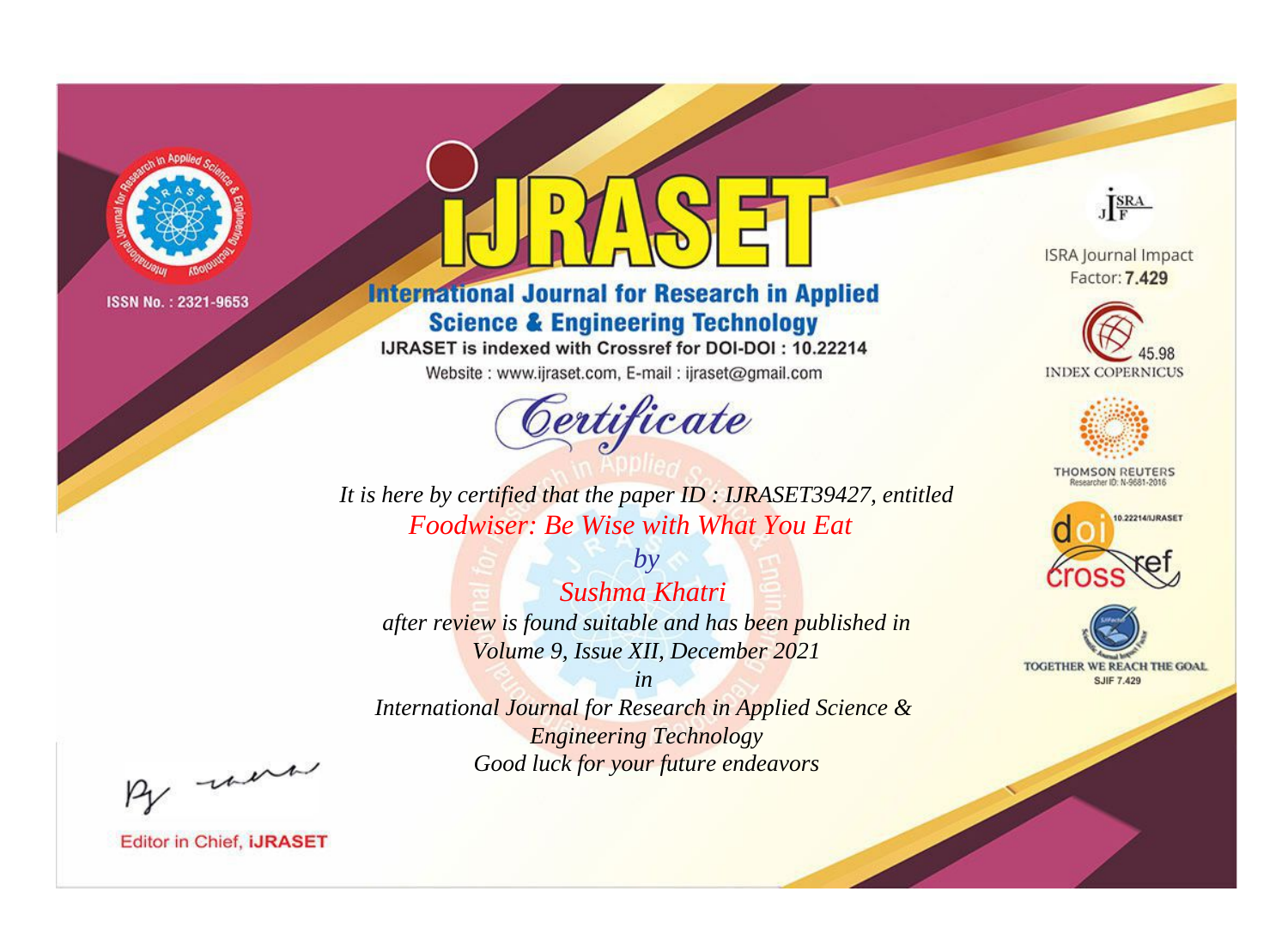ISSN No. : 2321-9653

# IJRASET

## International Journal for Research in Applied Science & Engineering Technology

IJRASET is indexed with Crossref for DOI-DOI : 10.22214

Website : www.ijraset.com, E-mail : ijraset@gmail.com

ISRA Journal Impact Factor: **7.429**

45.98 INDEX COPERNICUS

THOMSON REUTERS Researcher ID: N-9681-2016

10.22214/IJRASET

TOGETHER WE REACH THE GOAL SJIF 7.429

*Certificate*

*It is here by certified that the paper ID : IJRASET39427, entitled*

*Foodwiser: Be Wise with What You Eat*

*by*

*Sushma Khatri*

*after review is found suitable and has been published in*

*Volume 9, Issue XII, December 2021*

*in*

*International Journal for Research in Applied Science & Engineering Technology*

*Good luck for your future endeavors*

Editor in Chief, **iJRASET**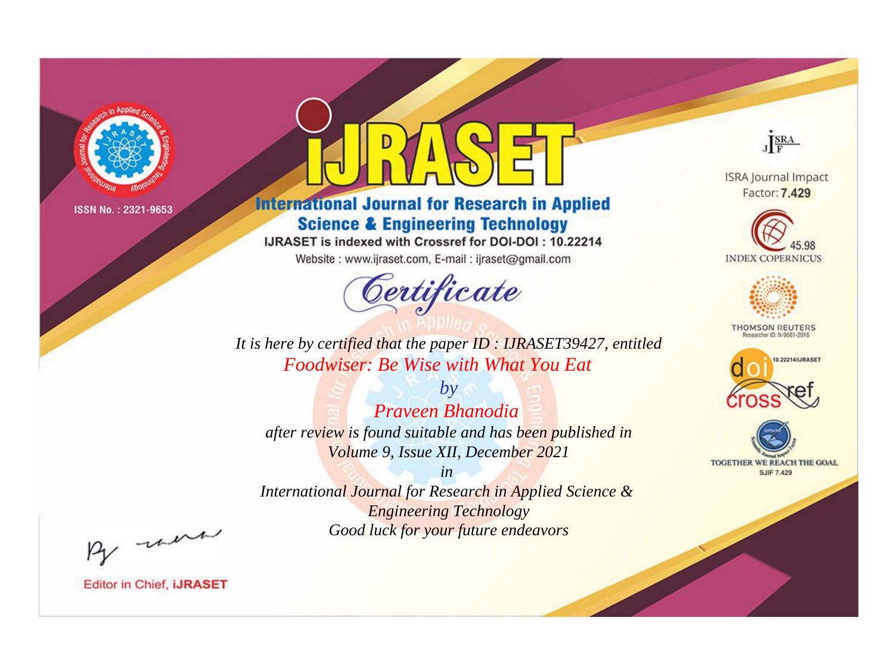ISSN No. : 2321-9653

# iJRASET

## International Journal for Research in Applied Science & Engineering Technology

IJRASET is indexed with Crossref for DOI-DOI : 10.22214

Website : www.ijraset.com, E-mail : ijraset@gmail.com

## Certificate

*It is here by certified that the paper ID : IJRASET39427, entitled*

*Foodwiser: Be Wise with What You Eat*

*by*

*Praveen Bhanodia*

*after review is found suitable and has been published in*

*Volume 9, Issue XII, December 2021*

*in*

*International Journal for Research in Applied Science & Engineering Technology*

*Good luck for your future endeavors*

ISRA Journal Impact Factor: **7.429**

45.98 INDEX COPERNICUS

THOMSON REUTERS Researcher ID: N-9681-2016

10.22214/IJRASET

TOGETHER WE REACH THE GOAL SJIF 7.429

Editor in Chief, **iJRASET**